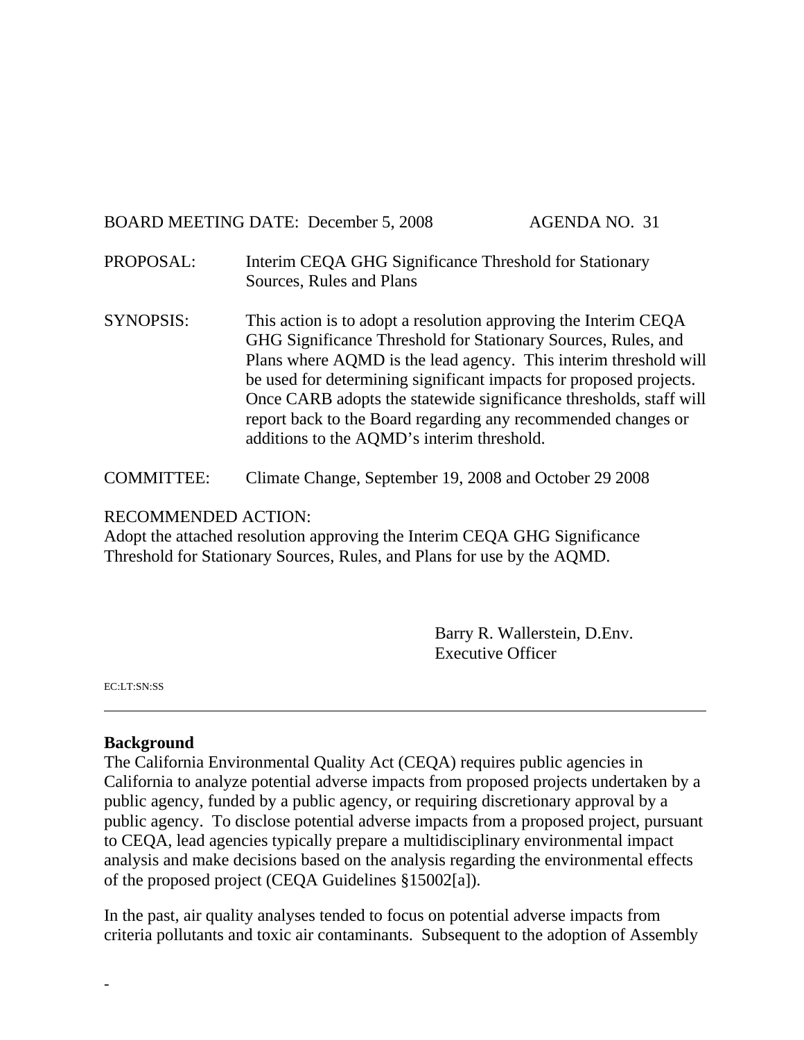BOARD MEETING DATE: December 5, 2008 AGENDA NO. 31

PROPOSAL: Interim CEQA GHG Significance Threshold for Stationary Sources, Rules and Plans

SYNOPSIS: This action is to adopt a resolution approving the Interim CEQA GHG Significance Threshold for Stationary Sources, Rules, and Plans where AQMD is the lead agency. This interim threshold will be used for determining significant impacts for proposed projects. Once CARB adopts the statewide significance thresholds, staff will report back to the Board regarding any recommended changes or additions to the AQMD's interim threshold.

COMMITTEE: Climate Change, September 19, 2008 and October 29 2008

RECOMMENDED ACTION:
Adopt the attached resolution approving the Interim CEQA GHG Significance Threshold for Stationary Sources, Rules, and Plans for use by the AQMD.

Barry R. Wallerstein, D.Env.
Executive Officer

EC:LT:SN:SS

---

**Background**

The California Environmental Quality Act (CEQA) requires public agencies in California to analyze potential adverse impacts from proposed projects undertaken by a public agency, funded by a public agency, or requiring discretionary approval by a public agency. To disclose potential adverse impacts from a proposed project, pursuant to CEQA, lead agencies typically prepare a multidisciplinary environmental impact analysis and make decisions based on the analysis regarding the environmental effects of the proposed project (CEQA Guidelines §15002[a]).

In the past, air quality analyses tended to focus on potential adverse impacts from criteria pollutants and toxic air contaminants. Subsequent to the adoption of Assembly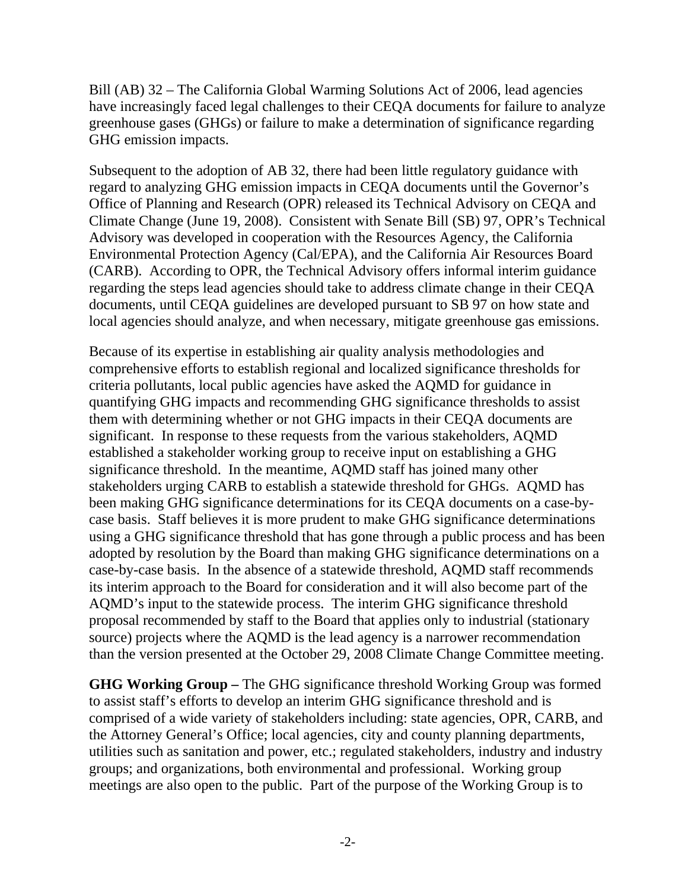Bill (AB) 32 – The California Global Warming Solutions Act of 2006, lead agencies have increasingly faced legal challenges to their CEQA documents for failure to analyze greenhouse gases (GHGs) or failure to make a determination of significance regarding GHG emission impacts.

Subsequent to the adoption of AB 32, there had been little regulatory guidance with regard to analyzing GHG emission impacts in CEQA documents until the Governor's Office of Planning and Research (OPR) released its Technical Advisory on CEQA and Climate Change (June 19, 2008). Consistent with Senate Bill (SB) 97, OPR's Technical Advisory was developed in cooperation with the Resources Agency, the California Environmental Protection Agency (Cal/EPA), and the California Air Resources Board (CARB). According to OPR, the Technical Advisory offers informal interim guidance regarding the steps lead agencies should take to address climate change in their CEQA documents, until CEQA guidelines are developed pursuant to SB 97 on how state and local agencies should analyze, and when necessary, mitigate greenhouse gas emissions.

Because of its expertise in establishing air quality analysis methodologies and comprehensive efforts to establish regional and localized significance thresholds for criteria pollutants, local public agencies have asked the AQMD for guidance in quantifying GHG impacts and recommending GHG significance thresholds to assist them with determining whether or not GHG impacts in their CEQA documents are significant. In response to these requests from the various stakeholders, AQMD established a stakeholder working group to receive input on establishing a GHG significance threshold. In the meantime, AQMD staff has joined many other stakeholders urging CARB to establish a statewide threshold for GHGs. AQMD has been making GHG significance determinations for its CEQA documents on a case-by-case basis. Staff believes it is more prudent to make GHG significance determinations using a GHG significance threshold that has gone through a public process and has been adopted by resolution by the Board than making GHG significance determinations on a case-by-case basis. In the absence of a statewide threshold, AQMD staff recommends its interim approach to the Board for consideration and it will also become part of the AQMD's input to the statewide process. The interim GHG significance threshold proposal recommended by staff to the Board that applies only to industrial (stationary source) projects where the AQMD is the lead agency is a narrower recommendation than the version presented at the October 29, 2008 Climate Change Committee meeting.

**GHG Working Group –** The GHG significance threshold Working Group was formed to assist staff's efforts to develop an interim GHG significance threshold and is comprised of a wide variety of stakeholders including: state agencies, OPR, CARB, and the Attorney General's Office; local agencies, city and county planning departments, utilities such as sanitation and power, etc.; regulated stakeholders, industry and industry groups; and organizations, both environmental and professional. Working group meetings are also open to the public. Part of the purpose of the Working Group is to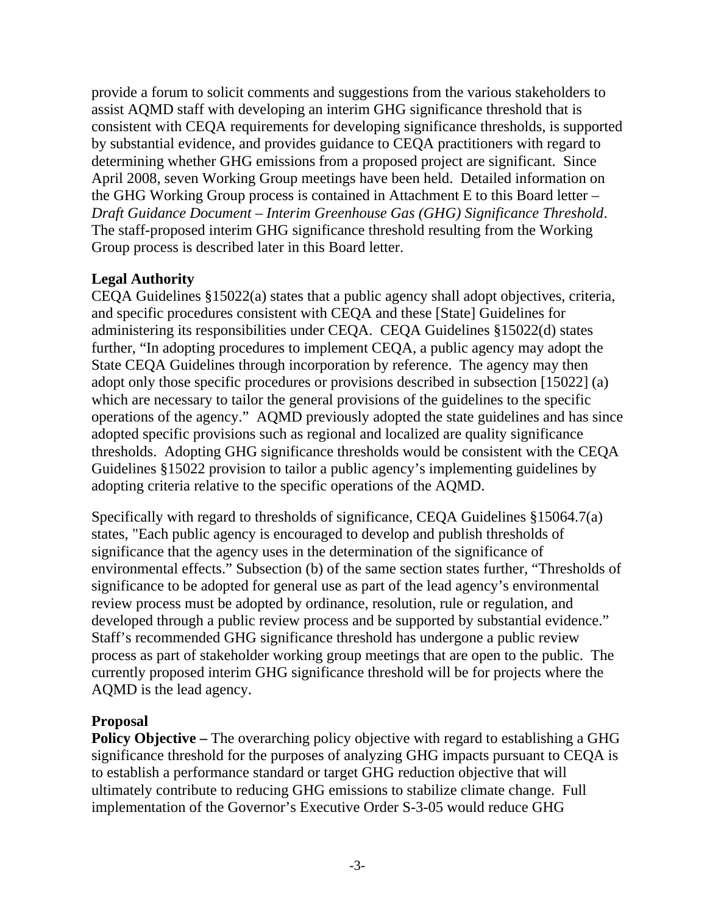provide a forum to solicit comments and suggestions from the various stakeholders to assist AQMD staff with developing an interim GHG significance threshold that is consistent with CEQA requirements for developing significance thresholds, is supported by substantial evidence, and provides guidance to CEQA practitioners with regard to determining whether GHG emissions from a proposed project are significant. Since April 2008, seven Working Group meetings have been held. Detailed information on the GHG Working Group process is contained in Attachment E to this Board letter – *Draft Guidance Document – Interim Greenhouse Gas (GHG) Significance Threshold*. The staff-proposed interim GHG significance threshold resulting from the Working Group process is described later in this Board letter.

**Legal Authority**

CEQA Guidelines §15022(a) states that a public agency shall adopt objectives, criteria, and specific procedures consistent with CEQA and these [State] Guidelines for administering its responsibilities under CEQA. CEQA Guidelines §15022(d) states further, "In adopting procedures to implement CEQA, a public agency may adopt the State CEQA Guidelines through incorporation by reference. The agency may then adopt only those specific procedures or provisions described in subsection [15022] (a) which are necessary to tailor the general provisions of the guidelines to the specific operations of the agency." AQMD previously adopted the state guidelines and has since adopted specific provisions such as regional and localized are quality significance thresholds. Adopting GHG significance thresholds would be consistent with the CEQA Guidelines §15022 provision to tailor a public agency's implementing guidelines by adopting criteria relative to the specific operations of the AQMD.

Specifically with regard to thresholds of significance, CEQA Guidelines §15064.7(a) states, "Each public agency is encouraged to develop and publish thresholds of significance that the agency uses in the determination of the significance of environmental effects." Subsection (b) of the same section states further, "Thresholds of significance to be adopted for general use as part of the lead agency's environmental review process must be adopted by ordinance, resolution, rule or regulation, and developed through a public review process and be supported by substantial evidence." Staff's recommended GHG significance threshold has undergone a public review process as part of stakeholder working group meetings that are open to the public. The currently proposed interim GHG significance threshold will be for projects where the AQMD is the lead agency.

**Proposal**

**Policy Objective –** The overarching policy objective with regard to establishing a GHG significance threshold for the purposes of analyzing GHG impacts pursuant to CEQA is to establish a performance standard or target GHG reduction objective that will ultimately contribute to reducing GHG emissions to stabilize climate change. Full implementation of the Governor's Executive Order S-3-05 would reduce GHG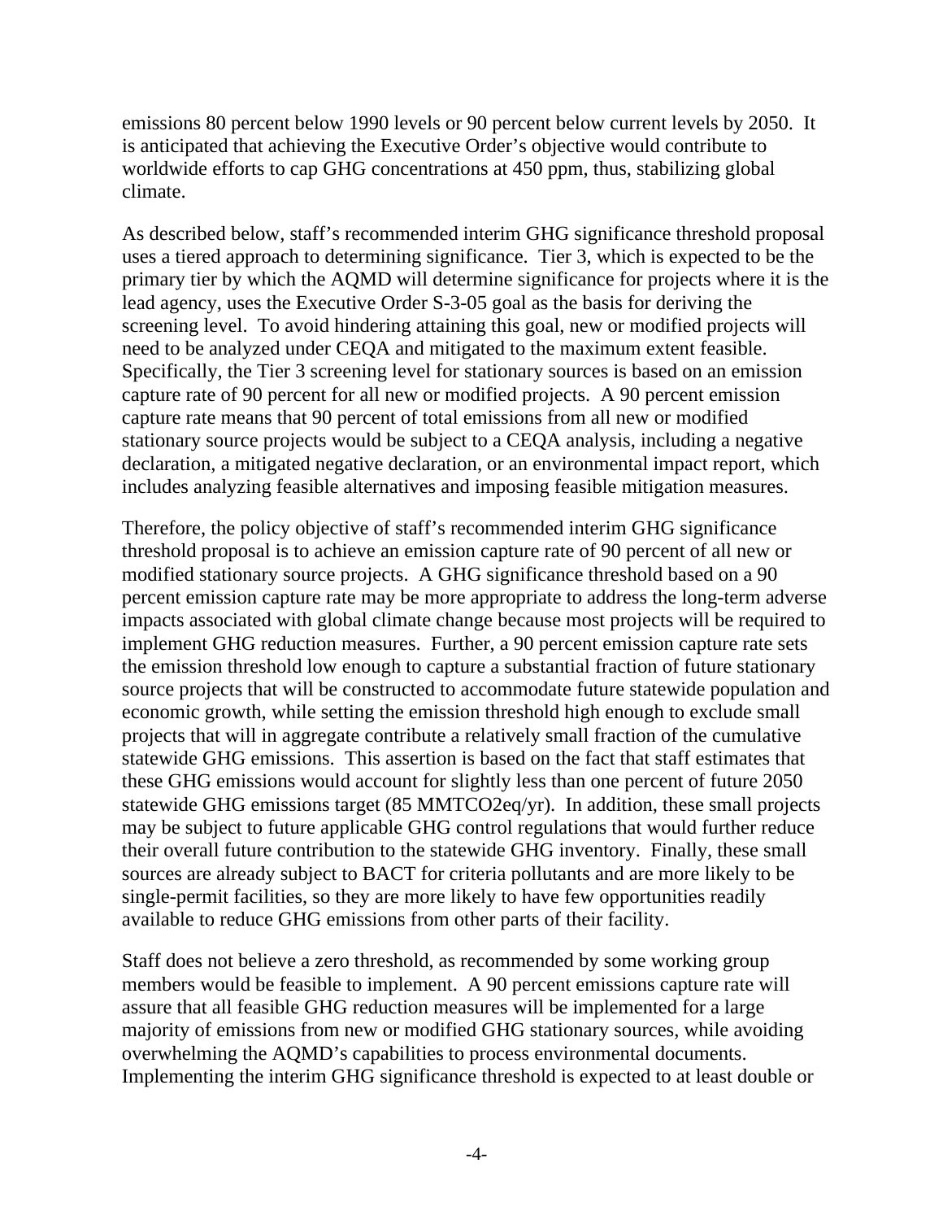emissions 80 percent below 1990 levels or 90 percent below current levels by 2050. It is anticipated that achieving the Executive Order's objective would contribute to worldwide efforts to cap GHG concentrations at 450 ppm, thus, stabilizing global climate.

As described below, staff's recommended interim GHG significance threshold proposal uses a tiered approach to determining significance. Tier 3, which is expected to be the primary tier by which the AQMD will determine significance for projects where it is the lead agency, uses the Executive Order S-3-05 goal as the basis for deriving the screening level. To avoid hindering attaining this goal, new or modified projects will need to be analyzed under CEQA and mitigated to the maximum extent feasible. Specifically, the Tier 3 screening level for stationary sources is based on an emission capture rate of 90 percent for all new or modified projects. A 90 percent emission capture rate means that 90 percent of total emissions from all new or modified stationary source projects would be subject to a CEQA analysis, including a negative declaration, a mitigated negative declaration, or an environmental impact report, which includes analyzing feasible alternatives and imposing feasible mitigation measures.

Therefore, the policy objective of staff's recommended interim GHG significance threshold proposal is to achieve an emission capture rate of 90 percent of all new or modified stationary source projects. A GHG significance threshold based on a 90 percent emission capture rate may be more appropriate to address the long-term adverse impacts associated with global climate change because most projects will be required to implement GHG reduction measures. Further, a 90 percent emission capture rate sets the emission threshold low enough to capture a substantial fraction of future stationary source projects that will be constructed to accommodate future statewide population and economic growth, while setting the emission threshold high enough to exclude small projects that will in aggregate contribute a relatively small fraction of the cumulative statewide GHG emissions. This assertion is based on the fact that staff estimates that these GHG emissions would account for slightly less than one percent of future 2050 statewide GHG emissions target (85 $MMTCO_2eq/yr$). In addition, these small projects may be subject to future applicable GHG control regulations that would further reduce their overall future contribution to the statewide GHG inventory. Finally, these small sources are already subject to BACT for criteria pollutants and are more likely to be single-permit facilities, so they are more likely to have few opportunities readily available to reduce GHG emissions from other parts of their facility.

Staff does not believe a zero threshold, as recommended by some working group members would be feasible to implement. A 90 percent emissions capture rate will assure that all feasible GHG reduction measures will be implemented for a large majority of emissions from new or modified GHG stationary sources, while avoiding overwhelming the AQMD's capabilities to process environmental documents. Implementing the interim GHG significance threshold is expected to at least double or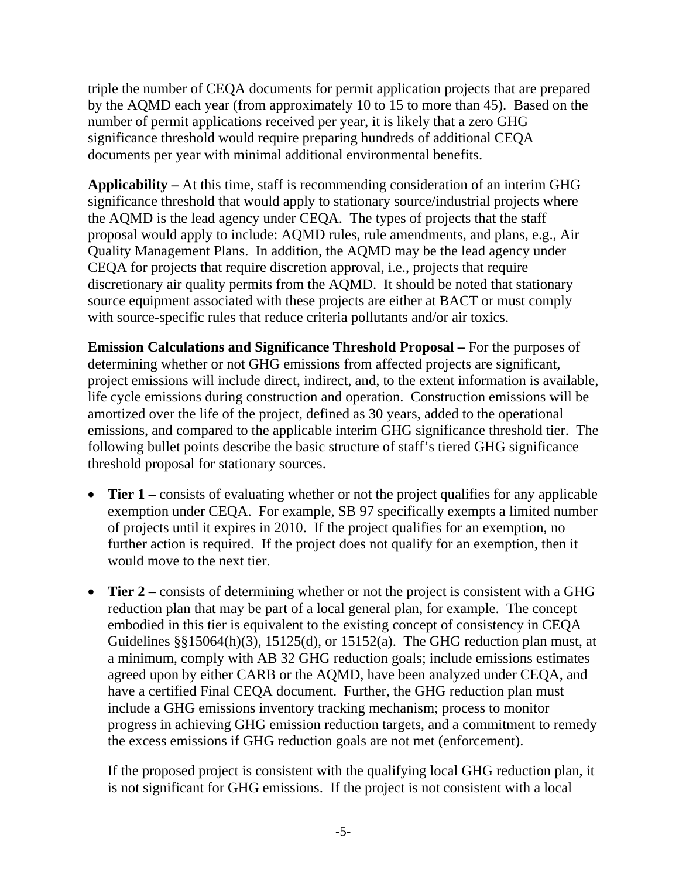triple the number of CEQA documents for permit application projects that are prepared by the AQMD each year (from approximately 10 to 15 to more than 45). Based on the number of permit applications received per year, it is likely that a zero GHG significance threshold would require preparing hundreds of additional CEQA documents per year with minimal additional environmental benefits.

**Applicability –** At this time, staff is recommending consideration of an interim GHG significance threshold that would apply to stationary source/industrial projects where the AQMD is the lead agency under CEQA. The types of projects that the staff proposal would apply to include: AQMD rules, rule amendments, and plans, e.g., Air Quality Management Plans. In addition, the AQMD may be the lead agency under CEQA for projects that require discretion approval, i.e., projects that require discretionary air quality permits from the AQMD. It should be noted that stationary source equipment associated with these projects are either at BACT or must comply with source-specific rules that reduce criteria pollutants and/or air toxics.

**Emission Calculations and Significance Threshold Proposal –** For the purposes of determining whether or not GHG emissions from affected projects are significant, project emissions will include direct, indirect, and, to the extent information is available, life cycle emissions during construction and operation. Construction emissions will be amortized over the life of the project, defined as 30 years, added to the operational emissions, and compared to the applicable interim GHG significance threshold tier. The following bullet points describe the basic structure of staff's tiered GHG significance threshold proposal for stationary sources.

- **Tier 1 –** consists of evaluating whether or not the project qualifies for any applicable exemption under CEQA. For example, SB 97 specifically exempts a limited number of projects until it expires in 2010. If the project qualifies for an exemption, no further action is required. If the project does not qualify for an exemption, then it would move to the next tier.

- **Tier 2 –** consists of determining whether or not the project is consistent with a GHG reduction plan that may be part of a local general plan, for example. The concept embodied in this tier is equivalent to the existing concept of consistency in CEQA Guidelines §§15064(h)(3), 15125(d), or 15152(a). The GHG reduction plan must, at a minimum, comply with AB 32 GHG reduction goals; include emissions estimates agreed upon by either CARB or the AQMD, have been analyzed under CEQA, and have a certified Final CEQA document. Further, the GHG reduction plan must include a GHG emissions inventory tracking mechanism; process to monitor progress in achieving GHG emission reduction targets, and a commitment to remedy the excess emissions if GHG reduction goals are not met (enforcement).

  If the proposed project is consistent with the qualifying local GHG reduction plan, it is not significant for GHG emissions. If the project is not consistent with a local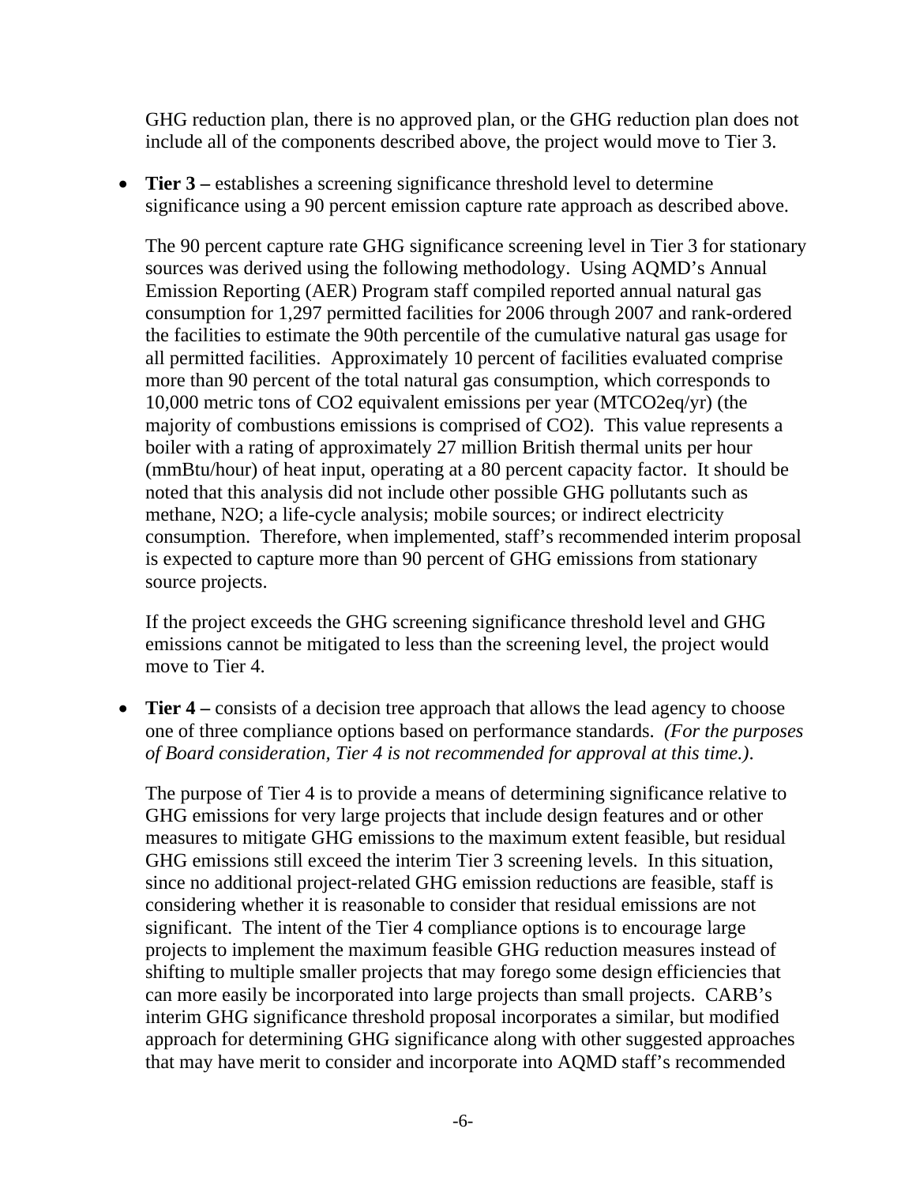GHG reduction plan, there is no approved plan, or the GHG reduction plan does not include all of the components described above, the project would move to Tier 3.

- **Tier 3 –** establishes a screening significance threshold level to determine significance using a 90 percent emission capture rate approach as described above.

  The 90 percent capture rate GHG significance screening level in Tier 3 for stationary sources was derived using the following methodology. Using AQMD's Annual Emission Reporting (AER) Program staff compiled reported annual natural gas consumption for 1,297 permitted facilities for 2006 through 2007 and rank-ordered the facilities to estimate the 90th percentile of the cumulative natural gas usage for all permitted facilities. Approximately 10 percent of facilities evaluated comprise more than 90 percent of the total natural gas consumption, which corresponds to 10,000 metric tons of CO2 equivalent emissions per year (MTCO2eq/yr) (the majority of combustions emissions is comprised of CO2). This value represents a boiler with a rating of approximately 27 million British thermal units per hour (mmBtu/hour) of heat input, operating at a 80 percent capacity factor. It should be noted that this analysis did not include other possible GHG pollutants such as methane, N2O; a life-cycle analysis; mobile sources; or indirect electricity consumption. Therefore, when implemented, staff's recommended interim proposal is expected to capture more than 90 percent of GHG emissions from stationary source projects.

  If the project exceeds the GHG screening significance threshold level and GHG emissions cannot be mitigated to less than the screening level, the project would move to Tier 4.

- **Tier 4 –** consists of a decision tree approach that allows the lead agency to choose one of three compliance options based on performance standards. *(For the purposes of Board consideration, Tier 4 is not recommended for approval at this time.)*.

  The purpose of Tier 4 is to provide a means of determining significance relative to GHG emissions for very large projects that include design features and or other measures to mitigate GHG emissions to the maximum extent feasible, but residual GHG emissions still exceed the interim Tier 3 screening levels. In this situation, since no additional project-related GHG emission reductions are feasible, staff is considering whether it is reasonable to consider that residual emissions are not significant. The intent of the Tier 4 compliance options is to encourage large projects to implement the maximum feasible GHG reduction measures instead of shifting to multiple smaller projects that may forego some design efficiencies that can more easily be incorporated into large projects than small projects. CARB's interim GHG significance threshold proposal incorporates a similar, but modified approach for determining GHG significance along with other suggested approaches that may have merit to consider and incorporate into AQMD staff's recommended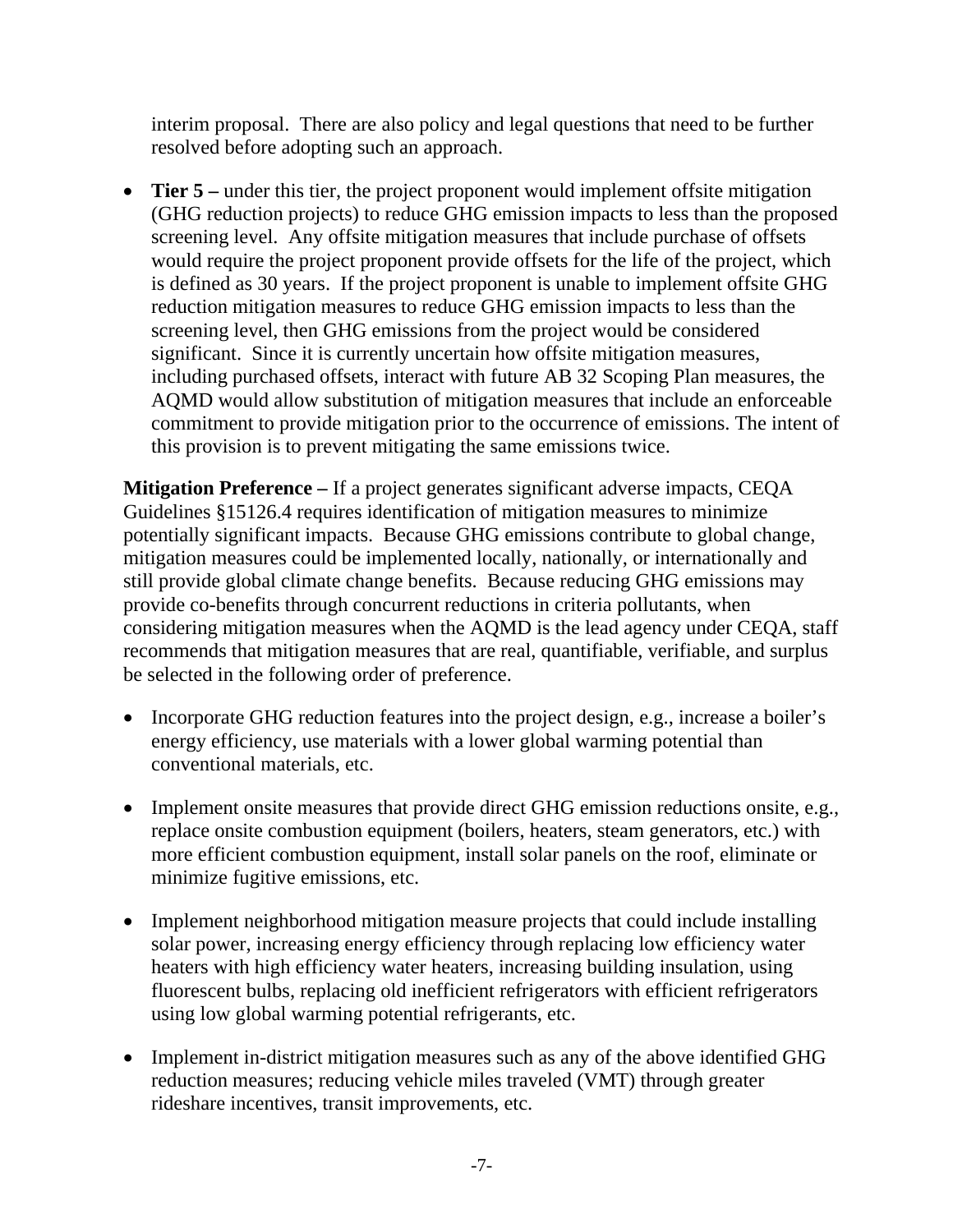interim proposal. There are also policy and legal questions that need to be further resolved before adopting such an approach.

- **Tier 5 –** under this tier, the project proponent would implement offsite mitigation (GHG reduction projects) to reduce GHG emission impacts to less than the proposed screening level. Any offsite mitigation measures that include purchase of offsets would require the project proponent provide offsets for the life of the project, which is defined as 30 years. If the project proponent is unable to implement offsite GHG reduction mitigation measures to reduce GHG emission impacts to less than the screening level, then GHG emissions from the project would be considered significant. Since it is currently uncertain how offsite mitigation measures, including purchased offsets, interact with future AB 32 Scoping Plan measures, the AQMD would allow substitution of mitigation measures that include an enforceable commitment to provide mitigation prior to the occurrence of emissions. The intent of this provision is to prevent mitigating the same emissions twice.

**Mitigation Preference –** If a project generates significant adverse impacts, CEQA Guidelines §15126.4 requires identification of mitigation measures to minimize potentially significant impacts. Because GHG emissions contribute to global change, mitigation measures could be implemented locally, nationally, or internationally and still provide global climate change benefits. Because reducing GHG emissions may provide co-benefits through concurrent reductions in criteria pollutants, when considering mitigation measures when the AQMD is the lead agency under CEQA, staff recommends that mitigation measures that are real, quantifiable, verifiable, and surplus be selected in the following order of preference.

- Incorporate GHG reduction features into the project design, e.g., increase a boiler's energy efficiency, use materials with a lower global warming potential than conventional materials, etc.

- Implement onsite measures that provide direct GHG emission reductions onsite, e.g., replace onsite combustion equipment (boilers, heaters, steam generators, etc.) with more efficient combustion equipment, install solar panels on the roof, eliminate or minimize fugitive emissions, etc.

- Implement neighborhood mitigation measure projects that could include installing solar power, increasing energy efficiency through replacing low efficiency water heaters with high efficiency water heaters, increasing building insulation, using fluorescent bulbs, replacing old inefficient refrigerators with efficient refrigerators using low global warming potential refrigerants, etc.

- Implement in-district mitigation measures such as any of the above identified GHG reduction measures; reducing vehicle miles traveled (VMT) through greater rideshare incentives, transit improvements, etc.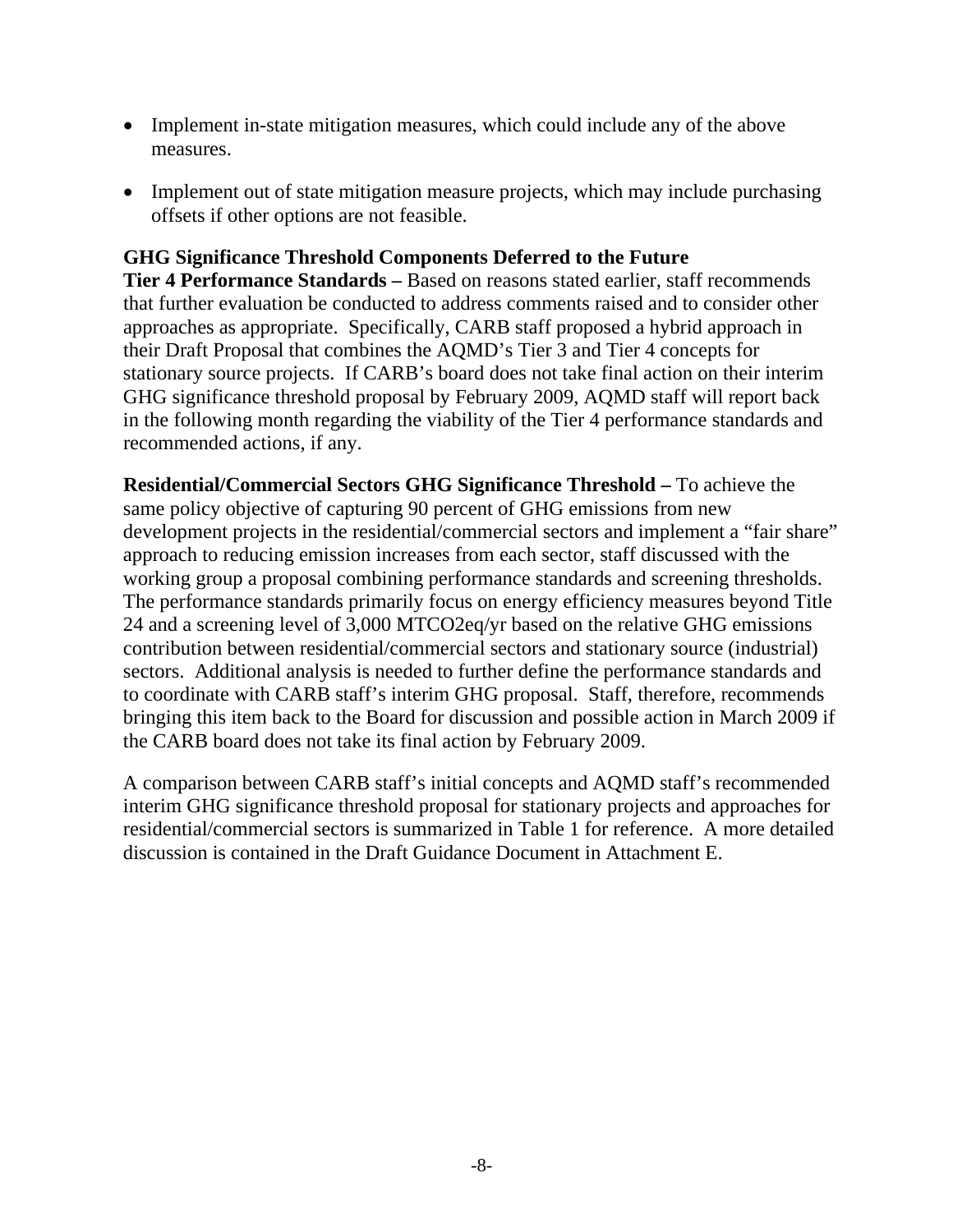- Implement in-state mitigation measures, which could include any of the above measures.

- Implement out of state mitigation measure projects, which may include purchasing offsets if other options are not feasible.

**GHG Significance Threshold Components Deferred to the Future**

**Tier 4 Performance Standards –** Based on reasons stated earlier, staff recommends that further evaluation be conducted to address comments raised and to consider other approaches as appropriate. Specifically, CARB staff proposed a hybrid approach in their Draft Proposal that combines the AQMD's Tier 3 and Tier 4 concepts for stationary source projects. If CARB's board does not take final action on their interim GHG significance threshold proposal by February 2009, AQMD staff will report back in the following month regarding the viability of the Tier 4 performance standards and recommended actions, if any.

**Residential/Commercial Sectors GHG Significance Threshold –** To achieve the same policy objective of capturing 90 percent of GHG emissions from new development projects in the residential/commercial sectors and implement a "fair share" approach to reducing emission increases from each sector, staff discussed with the working group a proposal combining performance standards and screening thresholds. The performance standards primarily focus on energy efficiency measures beyond Title 24 and a screening level of 3,000 MTCO2eq/yr based on the relative GHG emissions contribution between residential/commercial sectors and stationary source (industrial) sectors. Additional analysis is needed to further define the performance standards and to coordinate with CARB staff's interim GHG proposal. Staff, therefore, recommends bringing this item back to the Board for discussion and possible action in March 2009 if the CARB board does not take its final action by February 2009.

A comparison between CARB staff's initial concepts and AQMD staff's recommended interim GHG significance threshold proposal for stationary projects and approaches for residential/commercial sectors is summarized in Table 1 for reference. A more detailed discussion is contained in the Draft Guidance Document in Attachment E.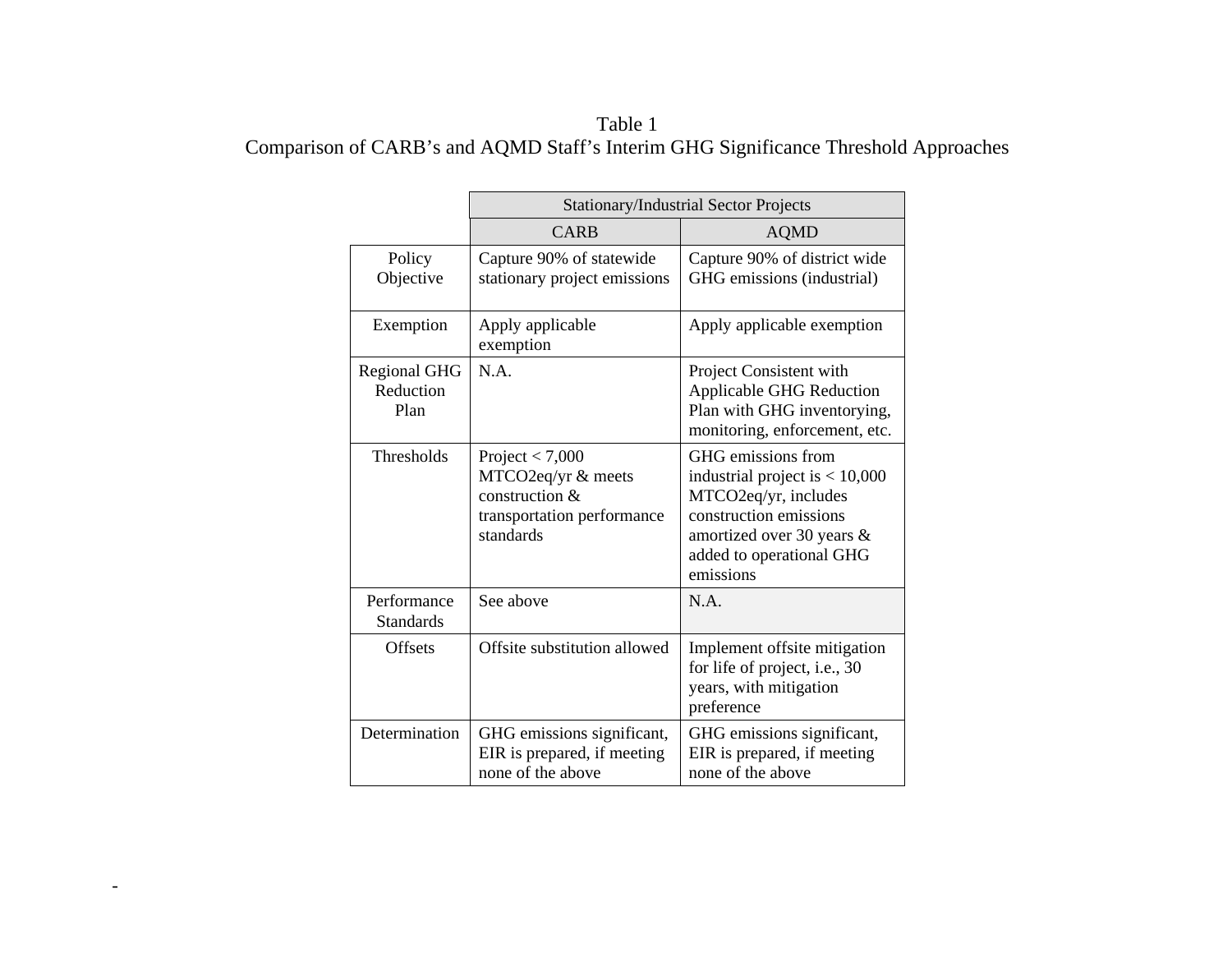Table 1
Comparison of CARB's and AQMD Staff's Interim GHG Significance Threshold Approaches

| | Stationary/Industrial Sector Projects | |
|---|---|---|
| | CARB | AQMD |
| Policy Objective | Capture 90% of statewide stationary project emissions | Capture 90% of district wide GHG emissions (industrial) |
| Exemption | Apply applicable exemption | Apply applicable exemption |
| Regional GHG Reduction Plan | N.A. | Project Consistent with Applicable GHG Reduction Plan with GHG inventorying, monitoring, enforcement, etc. |
| Thresholds | Project < 7,000 MTCO2eq/yr & meets construction & transportation performance standards | GHG emissions from industrial project is < 10,000 MTCO2eq/yr, includes construction emissions amortized over 30 years & added to operational GHG emissions |
| Performance Standards | See above | N.A. |
| Offsets | Offsite substitution allowed | Implement offsite mitigation for life of project, i.e., 30 years, with mitigation preference |
| Determination | GHG emissions significant, EIR is prepared, if meeting none of the above | GHG emissions significant, EIR is prepared, if meeting none of the above |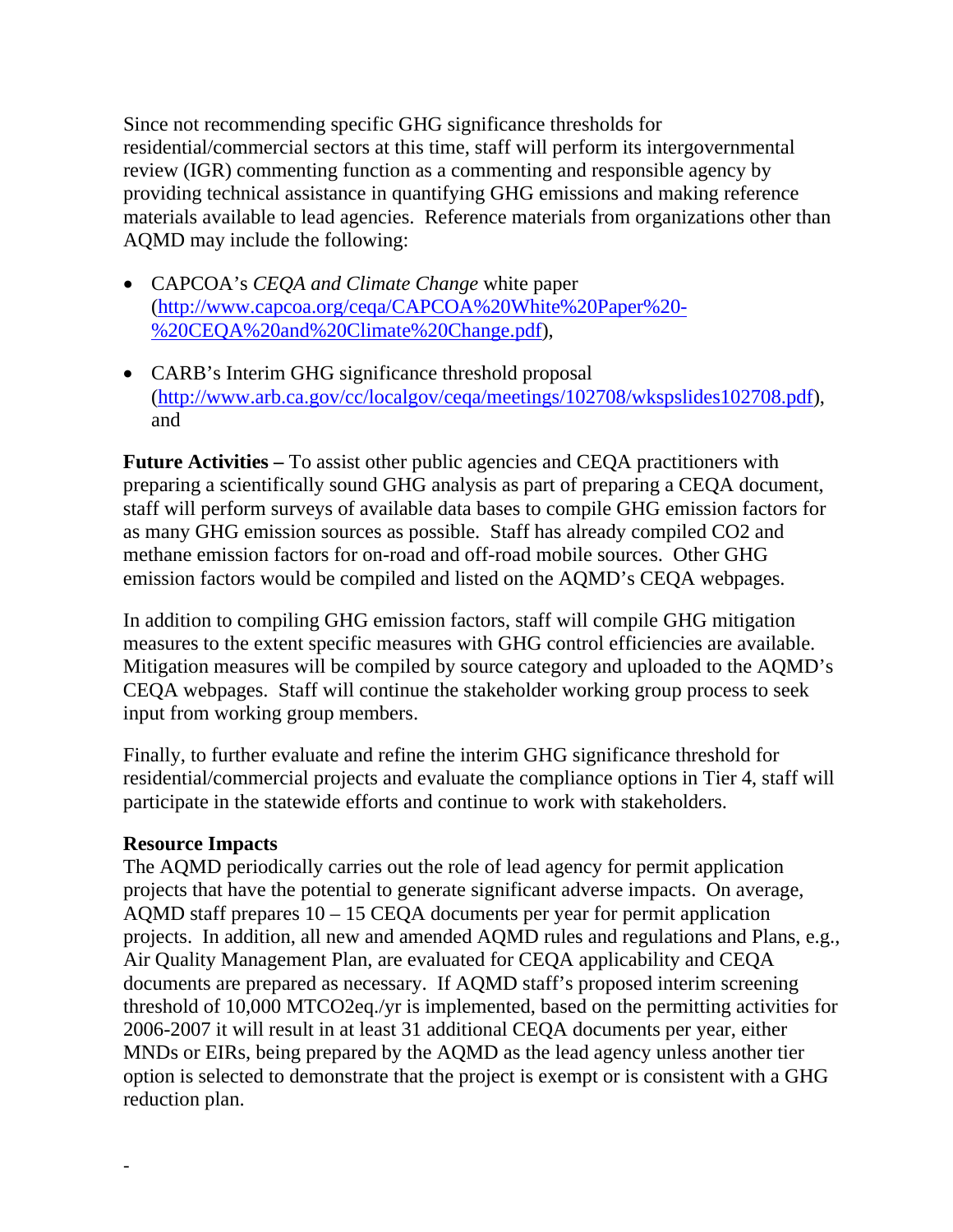Since not recommending specific GHG significance thresholds for residential/commercial sectors at this time, staff will perform its intergovernmental review (IGR) commenting function as a commenting and responsible agency by providing technical assistance in quantifying GHG emissions and making reference materials available to lead agencies. Reference materials from organizations other than AQMD may include the following:

- CAPCOA's *CEQA and Climate Change* white paper ([http://www.capcoa.org/ceqa/CAPCOA%20White%20Paper%20-%20CEQA%20and%20Climate%20Change.pdf](http://www.capcoa.org/ceqa/CAPCOA%20White%20Paper%20-%20CEQA%20and%20Climate%20Change.pdf)),
- CARB's Interim GHG significance threshold proposal ([http://www.arb.ca.gov/cc/localgov/ceqa/meetings/102708/wkspslides102708.pdf](http://www.arb.ca.gov/cc/localgov/ceqa/meetings/102708/wkspslides102708.pdf)), and

**Future Activities –** To assist other public agencies and CEQA practitioners with preparing a scientifically sound GHG analysis as part of preparing a CEQA document, staff will perform surveys of available data bases to compile GHG emission factors for as many GHG emission sources as possible. Staff has already compiled CO2 and methane emission factors for on-road and off-road mobile sources. Other GHG emission factors would be compiled and listed on the AQMD's CEQA webpages.

In addition to compiling GHG emission factors, staff will compile GHG mitigation measures to the extent specific measures with GHG control efficiencies are available. Mitigation measures will be compiled by source category and uploaded to the AQMD's CEQA webpages. Staff will continue the stakeholder working group process to seek input from working group members.

Finally, to further evaluate and refine the interim GHG significance threshold for residential/commercial projects and evaluate the compliance options in Tier 4, staff will participate in the statewide efforts and continue to work with stakeholders.

**Resource Impacts**

The AQMD periodically carries out the role of lead agency for permit application projects that have the potential to generate significant adverse impacts. On average, AQMD staff prepares 10 – 15 CEQA documents per year for permit application projects. In addition, all new and amended AQMD rules and regulations and Plans, e.g., Air Quality Management Plan, are evaluated for CEQA applicability and CEQA documents are prepared as necessary. If AQMD staff's proposed interim screening threshold of 10,000 MTCO2eq./yr is implemented, based on the permitting activities for 2006-2007 it will result in at least 31 additional CEQA documents per year, either MNDs or EIRs, being prepared by the AQMD as the lead agency unless another tier option is selected to demonstrate that the project is exempt or is consistent with a GHG reduction plan.

-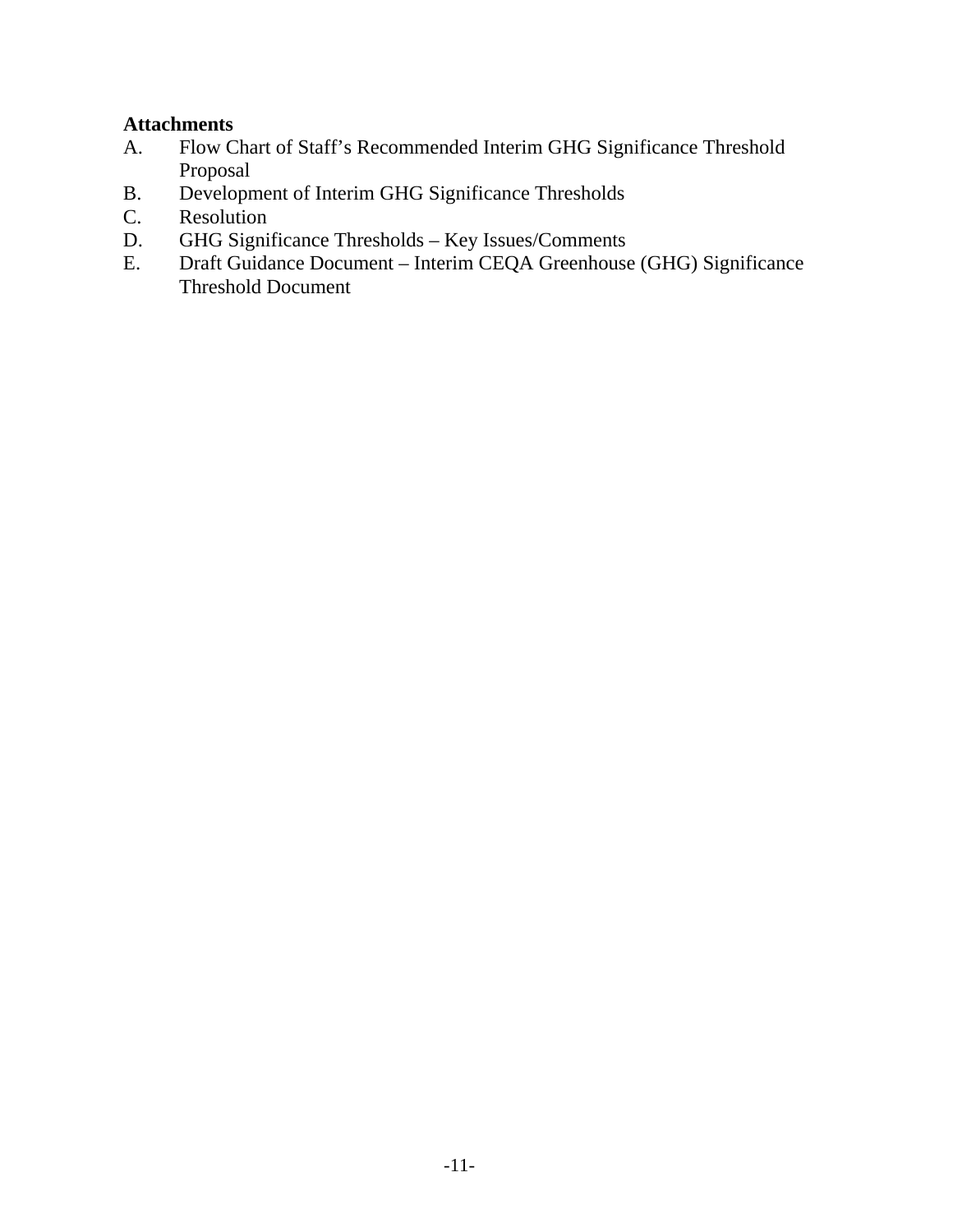**Attachments**

A. Flow Chart of Staff's Recommended Interim GHG Significance Threshold Proposal
B. Development of Interim GHG Significance Thresholds
C. Resolution
D. GHG Significance Thresholds – Key Issues/Comments
E. Draft Guidance Document – Interim CEQA Greenhouse (GHG) Significance Threshold Document